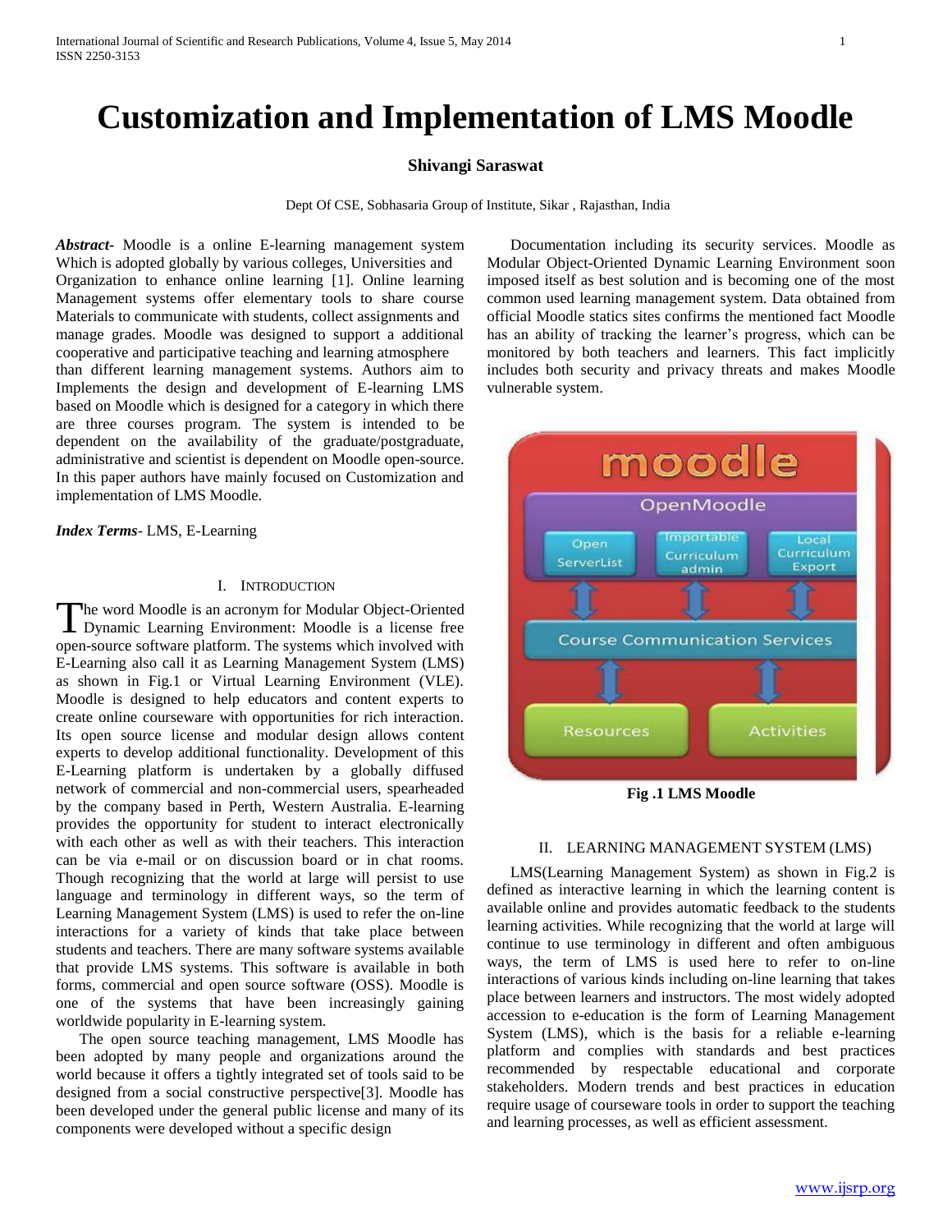# Customization and Implementation of LMS Moodle

**Shivangi Saraswat**

Dept Of CSE, Sobhasaria Group of Institute, Sikar , Rajasthan, India

***Abstract***- Moodle is a online E-learning management system Which is adopted globally by various colleges, Universities and Organization to enhance online learning [1]. Online learning Management systems offer elementary tools to share course Materials to communicate with students, collect assignments and manage grades. Moodle was designed to support a additional cooperative and participative teaching and learning atmosphere than different learning management systems. Authors aim to Implements the design and development of E-learning LMS based on Moodle which is designed for a category in which there are three courses program. The system is intended to be dependent on the availability of the graduate/postgraduate, administrative and scientist is dependent on Moodle open-source. In this paper authors have mainly focused on Customization and implementation of LMS Moodle.

***Index Terms***- LMS, E-Learning

## I. Introduction

The word Moodle is an acronym for Modular Object-Oriented Dynamic Learning Environment: Moodle is a license free open-source software platform. The systems which involved with E-Learning also call it as Learning Management System (LMS) as shown in Fig.1 or Virtual Learning Environment (VLE). Moodle is designed to help educators and content experts to create online courseware with opportunities for rich interaction. Its open source license and modular design allows content experts to develop additional functionality. Development of this E-Learning platform is undertaken by a globally diffused network of commercial and non-commercial users, spearheaded by the company based in Perth, Western Australia. E-learning provides the opportunity for student to interact electronically with each other as well as with their teachers. This interaction can be via e-mail or on discussion board or in chat rooms. Though recognizing that the world at large will persist to use language and terminology in different ways, so the term of Learning Management System (LMS) is used to refer the on-line interactions for a variety of kinds that take place between students and teachers. There are many software systems available that provide LMS systems. This software is available in both forms, commercial and open source software (OSS). Moodle is one of the systems that have been increasingly gaining worldwide popularity in E-learning system.

The open source teaching management, LMS Moodle has been adopted by many people and organizations around the world because it offers a tightly integrated set of tools said to be designed from a social constructive perspective[3]. Moodle has been developed under the general public license and many of its components were developed without a specific design Documentation including its security services. Moodle as Modular Object-Oriented Dynamic Learning Environment soon imposed itself as best solution and is becoming one of the most common used learning management system. Data obtained from official Moodle statics sites confirms the mentioned fact Moodle has an ability of tracking the learner's progress, which can be monitored by both teachers and learners. This fact implicitly includes both security and privacy threats and makes Moodle vulnerable system.

**Fig .1 LMS Moodle**

## II. Learning Management System (LMS)

LMS(Learning Management System) as shown in Fig.2 is defined as interactive learning in which the learning content is available online and provides automatic feedback to the students learning activities. While recognizing that the world at large will continue to use terminology in different and often ambiguous ways, the term of LMS is used here to refer to on-line interactions of various kinds including on-line learning that takes place between learners and instructors. The most widely adopted accession to e-education is the form of Learning Management System (LMS), which is the basis for a reliable e-learning platform and complies with standards and best practices recommended by respectable educational and corporate stakeholders. Modern trends and best practices in education require usage of courseware tools in order to support the teaching and learning processes, as well as efficient assessment.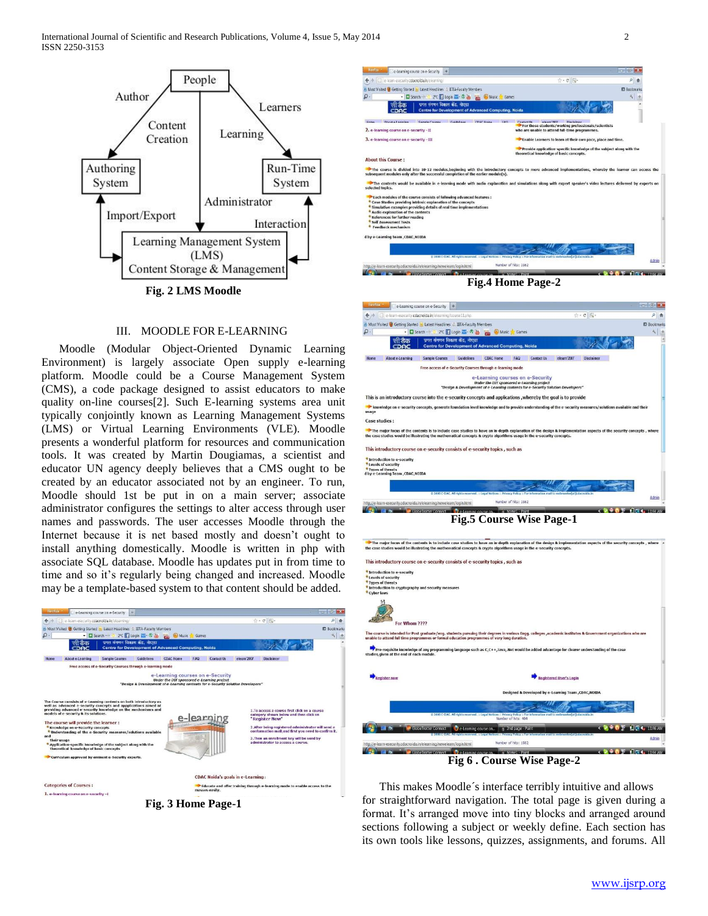Fig. 2 LMS Moodle

## III. MOODLE FOR E-LEARNING

Moodle (Modular Object-Oriented Dynamic Learning Environment) is largely associate Open supply e-learning platform. Moodle could be a Course Management System (CMS), a code package designed to assist educators to make quality on-line courses[2]. Such E-learning systems area unit typically conjointly known as Learning Management Systems (LMS) or Virtual Learning Environments (VLE). Moodle presents a wonderful platform for resources and communication tools. It was created by Martin Dougiamas, a scientist and educator UN agency deeply believes that a CMS ought to be created by an educator associated not by an engineer. To run, Moodle should 1st be put in on a main server; associate administrator configures the settings to alter access through user names and passwords. The user accesses Moodle through the Internet because it is net based mostly and doesn't ought to install anything domestically. Moodle is written in php with associate SQL database. Moodle has updates put in from time to time and so it's regularly being changed and increased. Moodle may be a template-based system to that content should be added.

Fig. 3 Home Page-1

Fig.4 Home Page-2

Fig.5 Course Wise Page-1

Fig 6 . Course Wise Page-2

This makes Moodle´s interface terribly intuitive and allows for straightforward navigation. The total page is given during a format. It's arranged move into tiny blocks and arranged around sections following a subject or weekly define. Each section has its own tools like lessons, quizzes, assignments, and forums. All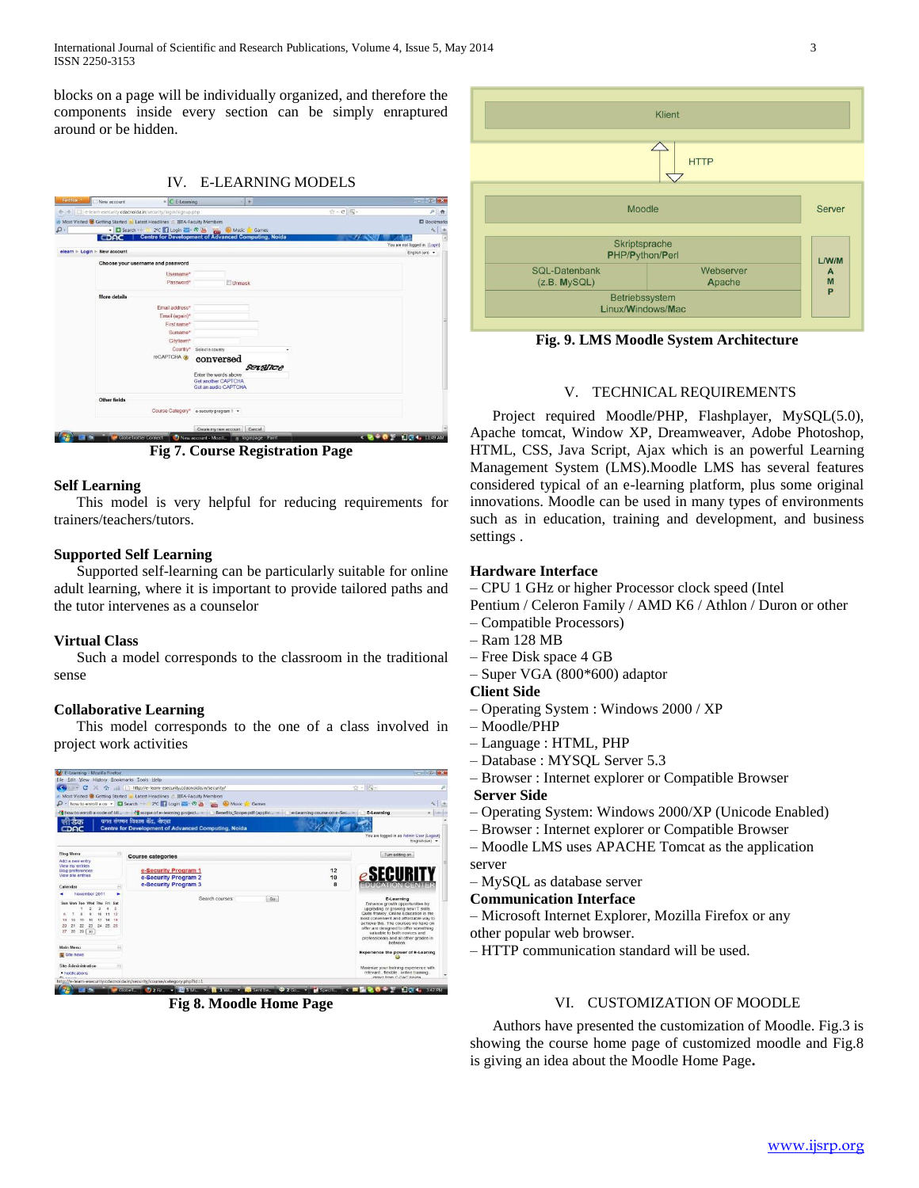blocks on a page will be individually organized, and therefore the components inside every section can be simply enraptured around or be hidden.

## IV. E-LEARNING MODELS

Fig 7. Course Registration Page

### Self Learning

This model is very helpful for reducing requirements for trainers/teachers/tutors.

### Supported Self Learning

Supported self-learning can be particularly suitable for online adult learning, where it is important to provide tailored paths and the tutor intervenes as a counselor

### Virtual Class

Such a model corresponds to the classroom in the traditional sense

### Collaborative Learning

This model corresponds to the one of a class involved in project work activities

Fig 8. Moodle Home Page

Fig. 9. LMS Moodle System Architecture

## V. TECHNICAL REQUIREMENTS

Project required Moodle/PHP, Flashplayer, MySQL(5.0), Apache tomcat, Window XP, Dreamweaver, Adobe Photoshop, HTML, CSS, Java Script, Ajax which is an powerful Learning Management System (LMS).Moodle LMS has several features considered typical of an e-learning platform, plus some original innovations. Moodle can be used in many types of environments such as in education, training and development, and business settings .

**Hardware Interface**

– CPU 1 GHz or higher Processor clock speed (Intel Pentium / Celeron Family / AMD K6 / Athlon / Duron or other

– Compatible Processors)

– Ram 128 MB

– Free Disk space 4 GB

– Super VGA (800*600) adaptor

**Client Side**

– Operating System : Windows 2000 / XP

– Moodle/PHP

– Language : HTML, PHP

– Database : MYSQL Server 5.3

– Browser : Internet explorer or Compatible Browser

**Server Side**

– Operating System: Windows 2000/XP (Unicode Enabled)

– Browser : Internet explorer or Compatible Browser

– Moodle LMS uses APACHE Tomcat as the application server

– MySQL as database server

**Communication Interface**

– Microsoft Internet Explorer, Mozilla Firefox or any other popular web browser.

– HTTP communication standard will be used.

## VI. CUSTOMIZATION OF MOODLE

Authors have presented the customization of Moodle. Fig.3 is showing the course home page of customized moodle and Fig.8 is giving an idea about the Moodle Home Page**.**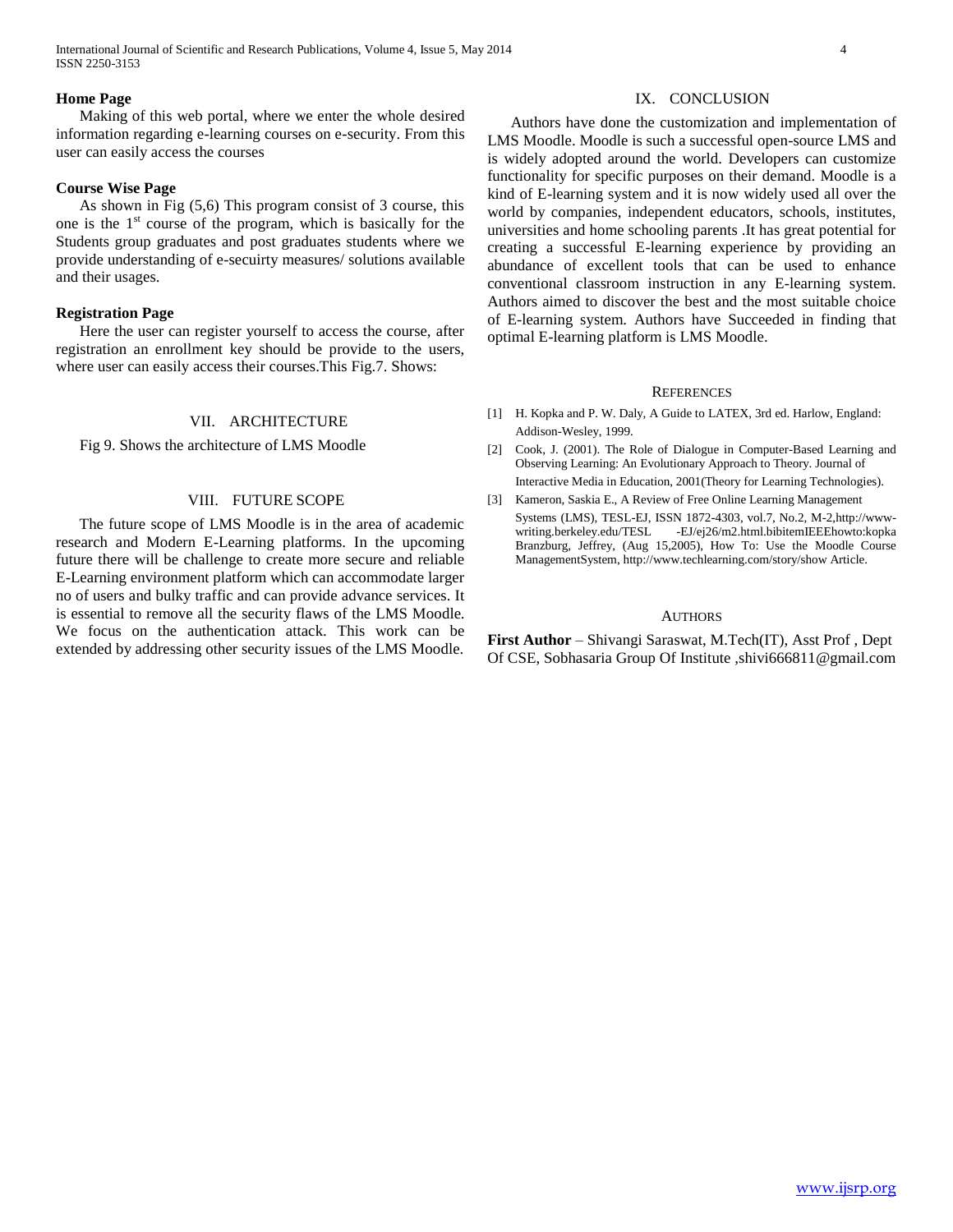**Home Page**

Making of this web portal, where we enter the whole desired information regarding e-learning courses on e-security. From this user can easily access the courses

**Course Wise Page**

As shown in Fig (5,6) This program consist of 3 course, this one is the 1st course of the program, which is basically for the Students group graduates and post graduates students where we provide understanding of e-secuirty measures/ solutions available and their usages.

**Registration Page**

Here the user can register yourself to access the course, after registration an enrollment key should be provide to the users, where user can easily access their courses.This Fig.7. Shows:

## VII. ARCHITECTURE

Fig 9. Shows the architecture of LMS Moodle

## VIII. FUTURE SCOPE

The future scope of LMS Moodle is in the area of academic research and Modern E-Learning platforms. In the upcoming future there will be challenge to create more secure and reliable E-Learning environment platform which can accommodate larger no of users and bulky traffic and can provide advance services. It is essential to remove all the security flaws of the LMS Moodle. We focus on the authentication attack. This work can be extended by addressing other security issues of the LMS Moodle.

## IX. CONCLUSION

Authors have done the customization and implementation of LMS Moodle. Moodle is such a successful open-source LMS and is widely adopted around the world. Developers can customize functionality for specific purposes on their demand. Moodle is a kind of E-learning system and it is now widely used all over the world by companies, independent educators, schools, institutes, universities and home schooling parents .It has great potential for creating a successful E-learning experience by providing an abundance of excellent tools that can be used to enhance conventional classroom instruction in any E-learning system. Authors aimed to discover the best and the most suitable choice of E-learning system. Authors have Succeeded in finding that optimal E-learning platform is LMS Moodle.

## REFERENCES

[1] H. Kopka and P. W. Daly, A Guide to LATEX, 3rd ed. Harlow, England: Addison-Wesley, 1999.

[2] Cook, J. (2001). The Role of Dialogue in Computer-Based Learning and Observing Learning: An Evolutionary Approach to Theory. Journal of Interactive Media in Education, 2001(Theory for Learning Technologies).

[3] Kameron, Saskia E., A Review of Free Online Learning Management Systems (LMS), TESL-EJ, ISSN 1872-4303, vol.7, No.2, M-2,http://www-writing.berkeley.edu/TESL -EJ/ej26/m2.html.bibitemIEEEhowto:kopka Branzburg, Jeffrey, (Aug 15,2005), How To: Use the Moodle Course ManagementSystem, http://www.techlearning.com/story/show Article.

## AUTHORS

**First Author** – Shivangi Saraswat, M.Tech(IT), Asst Prof , Dept Of CSE, Sobhasaria Group Of Institute ,shivi666811@gmail.com